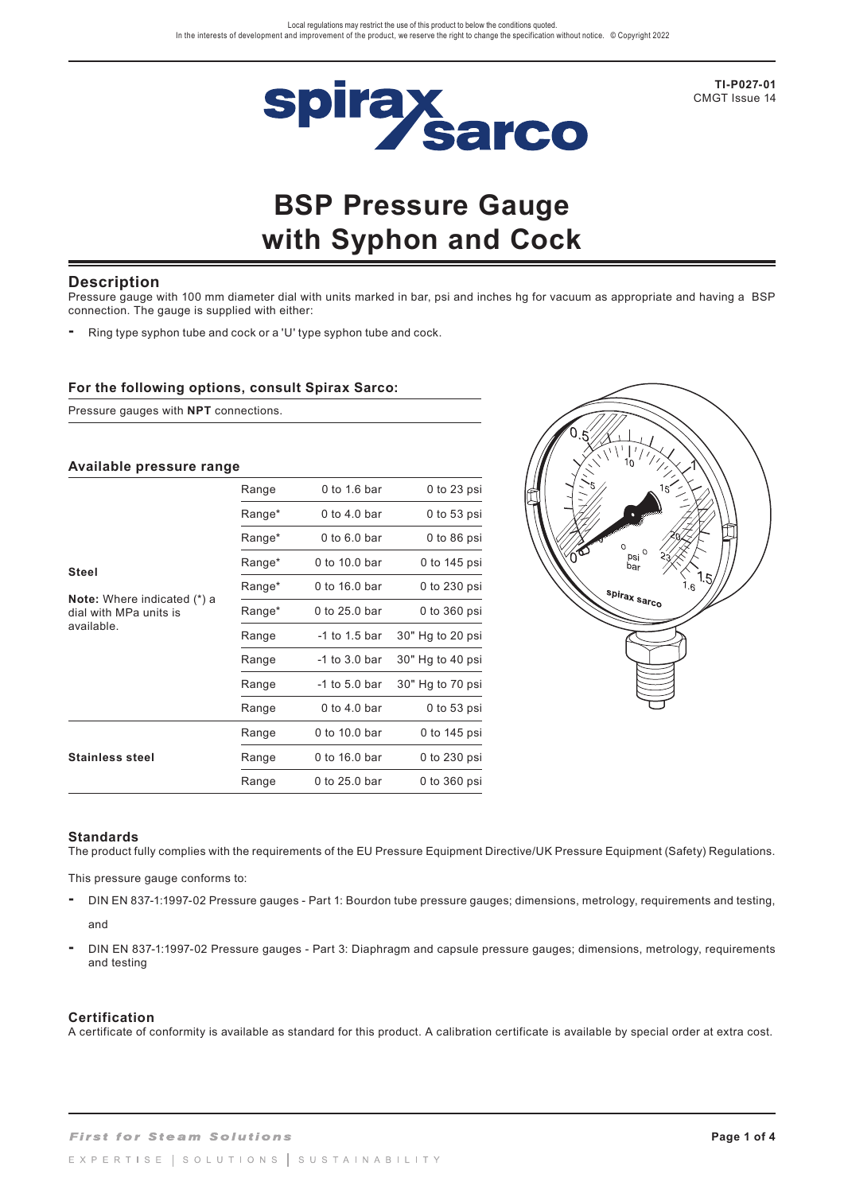**TI-P027-01**
CMGT Issue 14

# BSP Pressure Gauge with Syphon and Cock

## Description

Pressure gauge with 100 mm diameter dial with units marked in bar, psi and inches hg for vacuum as appropriate and having a BSP connection. The gauge is supplied with either:

- Ring type syphon tube and cock or a 'U' type syphon tube and cock.

### For the following options, consult Spirax Sarco:

Pressure gauges with **NPT** connections.

### Available pressure range

| | | | |
|---|---|---|---|
| **Steel**<br><br>**Note:** Where indicated (*) a dial with MPa units is available. | Range | 0 to 1.6 bar | 0 to 23 psi |
| | Range* | 0 to 4.0 bar | 0 to 53 psi |
| | Range* | 0 to 6.0 bar | 0 to 86 psi |
| | Range* | 0 to 10.0 bar | 0 to 145 psi |
| | Range* | 0 to 16.0 bar | 0 to 230 psi |
| | Range* | 0 to 25.0 bar | 0 to 360 psi |
| | Range | -1 to 1.5 bar | 30" Hg to 20 psi |
| | Range | -1 to 3.0 bar | 30" Hg to 40 psi |
| | Range | -1 to 5.0 bar | 30" Hg to 70 psi |
| **Stainless steel** | Range | 0 to 4.0 bar | 0 to 53 psi |
| | Range | 0 to 10.0 bar | 0 to 145 psi |
| | Range | 0 to 16.0 bar | 0 to 230 psi |
| | Range | 0 to 25.0 bar | 0 to 360 psi |

## Standards

The product fully complies with the requirements of the EU Pressure Equipment Directive/UK Pressure Equipment (Safety) Regulations.

This pressure gauge conforms to:

- DIN EN 837-1:1997-02 Pressure gauges - Part 1: Bourdon tube pressure gauges; dimensions, metrology, requirements and testing,

  and

- DIN EN 837-1:1997-02 Pressure gauges - Part 3: Diaphragm and capsule pressure gauges; dimensions, metrology, requirements and testing

## Certification

A certificate of conformity is available as standard for this product. A calibration certificate is available by special order at extra cost.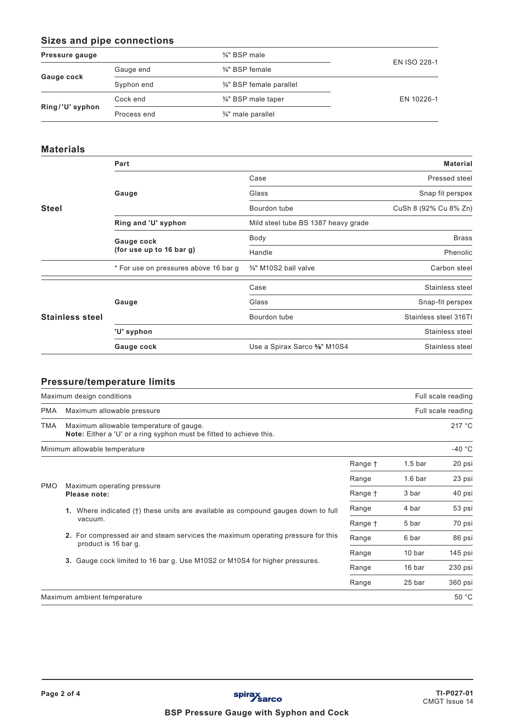## Sizes and pipe connections

| | | | |
|---|---|---|---|
| **Pressure gauge** | | ⅜" BSP male | EN ISO 228-1 |
| **Gauge cock** | Gauge end | ⅜" BSP female | |
| | Syphon end | ⅜" BSP female parallel | EN 10226-1 |
| **Ring / 'U' syphon** | Cock end | ⅜" BSP male taper | |
| | Process end | ⅜" male parallel | |

## Materials

| | Part | | Material |
|---|---|---|---|
| **Steel** | **Gauge** | Case | Pressed steel |
| | | Glass | Snap fit perspex |
| | | Bourdon tube | CuSh 8 (92% Cu 8% Zn) |
| | **Ring and 'U' syphon** | Mild steel tube BS 1387 heavy grade | |
| | **Gauge cock (for use up to 16 bar g)** | Body | Brass |
| | | Handle | Phenolic |
| | * For use on pressures above 16 bar g | ⅜" M10S2 ball valve | Carbon steel |
| **Stainless steel** | **Gauge** | Case | Stainless steel |
| | | Glass | Snap-fit perspex |
| | | Bourdon tube | Stainless steel 316TI |
| | **'U' syphon** | | Stainless steel |
| | **Gauge cock** | Use a Spirax Sarco ⅜" M10S4 | Stainless steel |

## Pressure/temperature limits

| | | | | |
|---|---|---|---|---|
| Maximum design conditions | | | | Full scale reading |
| PMA | Maximum allowable pressure | | | Full scale reading |
| TMA | Maximum allowable temperature of gauge. **Note:** Either a 'U' or a ring syphon must be fitted to achieve this. | | | 217 °C |
| Minimum allowable temperature | | | | -40 °C |
| PMO | Maximum operating pressure | Range † | 1.5 bar | 20 psi |
| | | Range | 1.6 bar | 23 psi |
| | | Range † | 3 bar | 40 psi |
| | | Range | 4 bar | 53 psi |
| | | Range † | 5 bar | 70 psi |
| | | Range | 6 bar | 86 psi |
| | | Range | 10 bar | 145 psi |
| | | Range | 16 bar | 230 psi |
| | | Range | 25 bar | 360 psi |
| Maximum ambient temperature | | | | 50 °C |

**Please note:**

1. Where indicated (†) these units are available as compound gauges down to full vacuum.
2. For compressed air and steam services the maximum operating pressure for this product is 16 bar g.
3. Gauge cock limited to 16 bar g. Use M10S2 or M10S4 for higher pressures.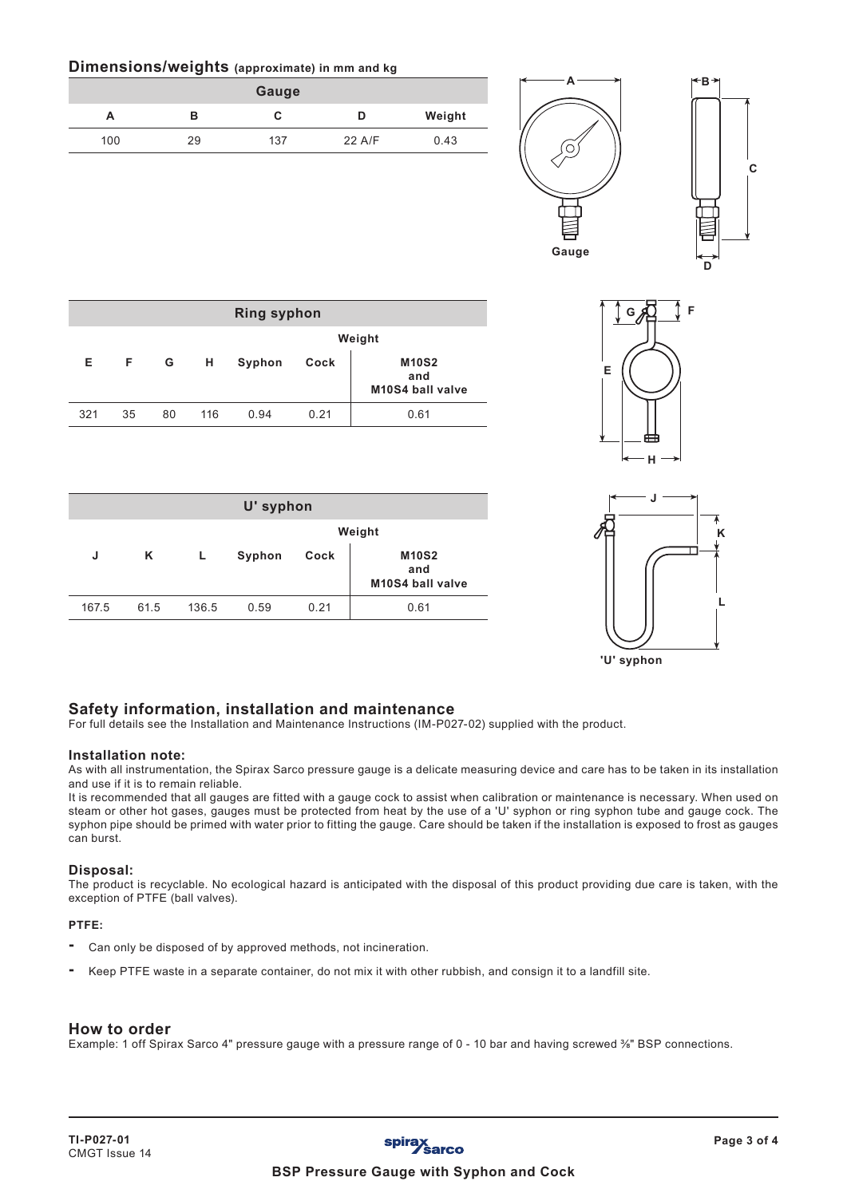## Dimensions/weights (approximate) in mm and kg

| Gauge | | | | |
|---|---|---|---|---|
| A | B | C | D | Weight |
| 100 | 29 | 137 | 22 A/F | 0.43 |

| Ring syphon | | | | | | |
|---|---|---|---|---|---|---|
| | | | | Weight | | |
| E | F | G | H | Syphon | Cock | M10S2 and M10S4 ball valve |
| 321 | 35 | 80 | 116 | 0.94 | 0.21 | 0.61 |

| U' syphon | | | | | |
|---|---|---|---|---|---|
| | | | Weight | | |
| J | K | L | Syphon | Cock | M10S2 and M10S4 ball valve |
| 167.5 | 61.5 | 136.5 | 0.59 | 0.21 | 0.61 |

## Safety information, installation and maintenance

For full details see the Installation and Maintenance Instructions (IM-P027-02) supplied with the product.

### Installation note:

As with all instrumentation, the Spirax Sarco pressure gauge is a delicate measuring device and care has to be taken in its installation and use if it is to remain reliable.

It is recommended that all gauges are fitted with a gauge cock to assist when calibration or maintenance is necessary. When used on steam or other hot gases, gauges must be protected from heat by the use of a 'U' syphon or ring syphon tube and gauge cock. The syphon pipe should be primed with water prior to fitting the gauge. Care should be taken if the installation is exposed to frost as gauges can burst.

### Disposal:

The product is recyclable. No ecological hazard is anticipated with the disposal of this product providing due care is taken, with the exception of PTFE (ball valves).

**PTFE:**

- Can only be disposed of by approved methods, not incineration.
- Keep PTFE waste in a separate container, do not mix it with other rubbish, and consign it to a landfill site.

## How to order

Example: 1 off Spirax Sarco 4" pressure gauge with a pressure range of 0 - 10 bar and having screwed ⅜" BSP connections.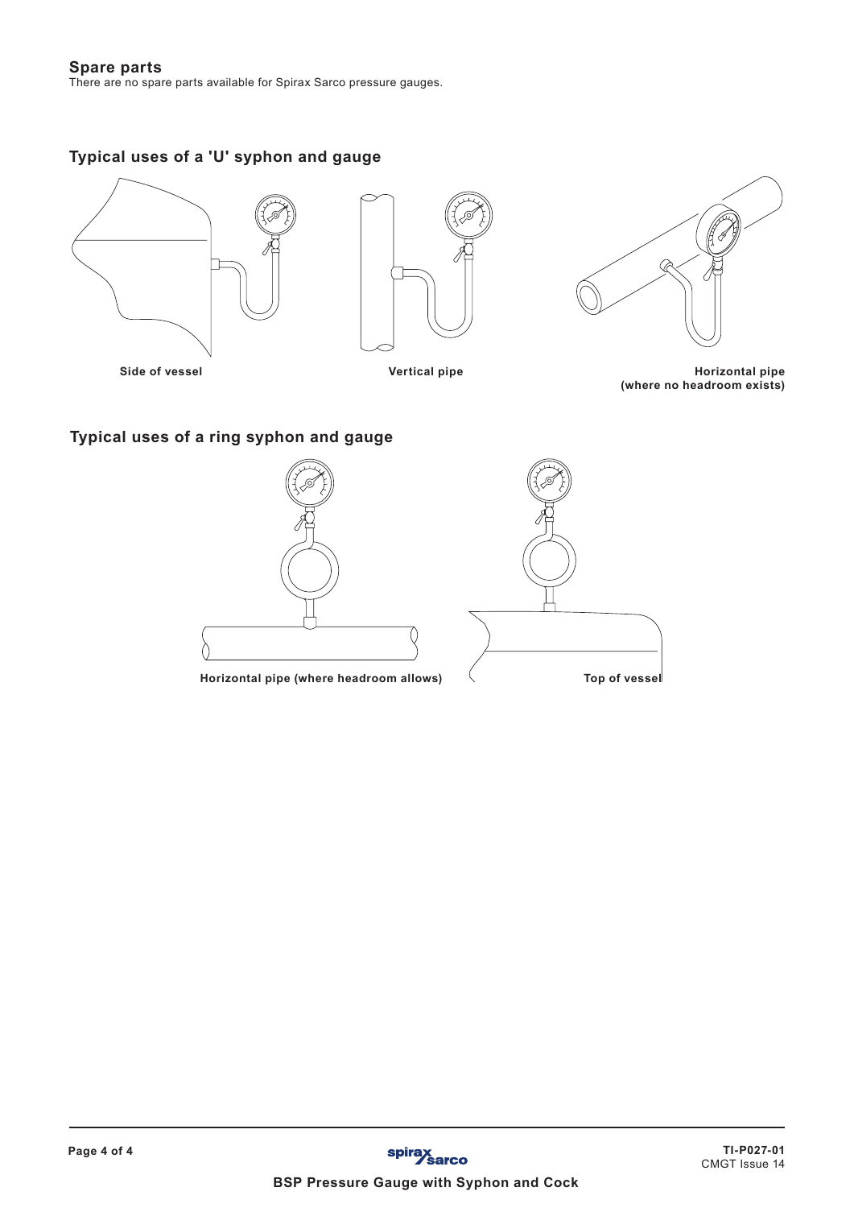## Spare parts

There are no spare parts available for Spirax Sarco pressure gauges.

## Typical uses of a 'U' syphon and gauge

Side of vessel

Vertical pipe

Horizontal pipe (where no headroom exists)

## Typical uses of a ring syphon and gauge

Horizontal pipe (where headroom allows)

Top of vessel